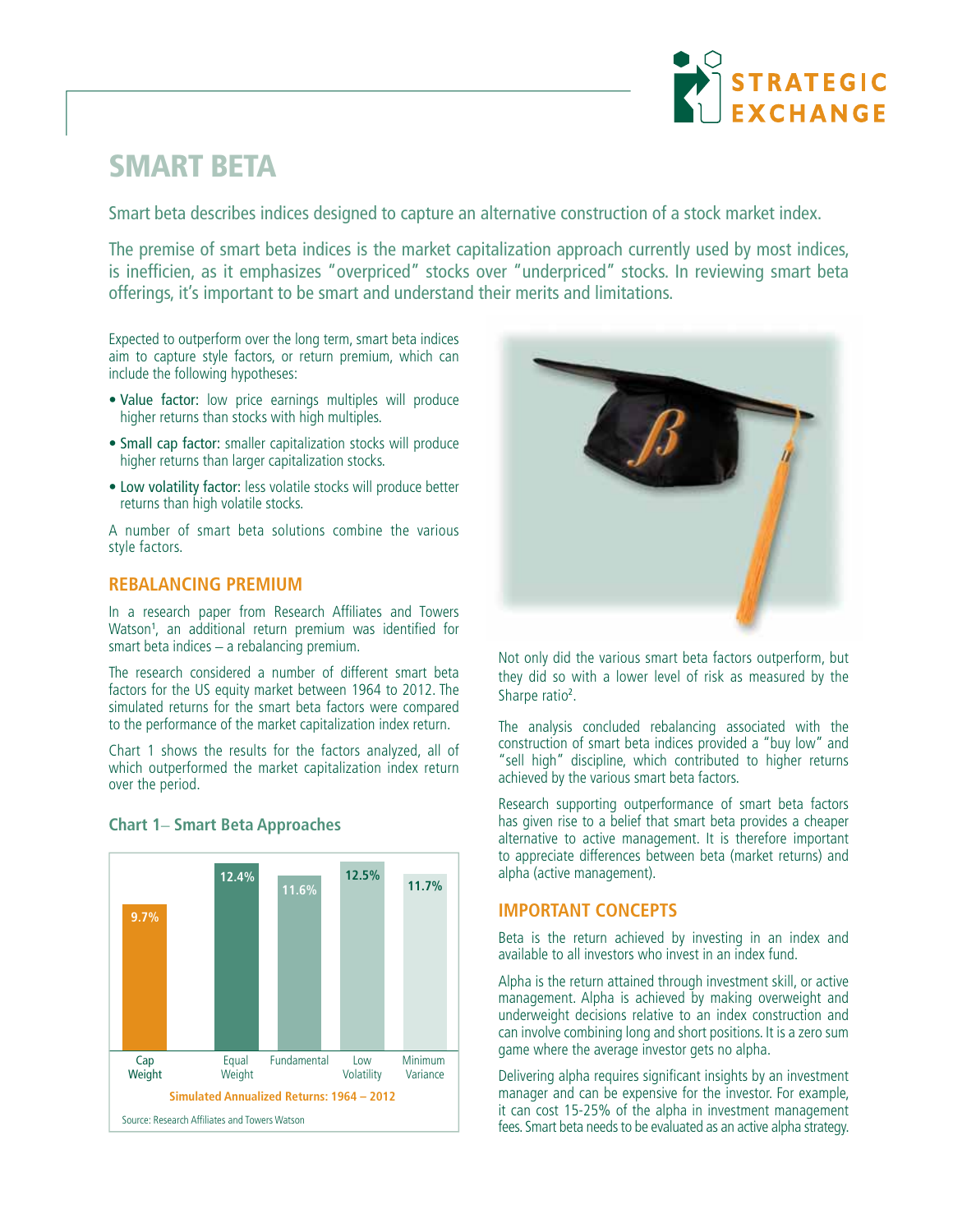# SMART BETA

Smart beta describes indices designed to capture an alternative construction of a stock market index.

The premise of smart beta indices is the market capitalization approach currently used by most indices, is inefficien, as it emphasizes "overpriced" stocks over "underpriced" stocks. In reviewing smart beta offerings, it's important to be smart and understand their merits and limitations.

Expected to outperform over the long term, smart beta indices aim to capture style factors, or return premium, which can include the following hypotheses:

- Value factor: low price earnings multiples will produce higher returns than stocks with high multiples.
- Small cap factor: smaller capitalization stocks will produce higher returns than larger capitalization stocks.
- Low volatility factor: less volatile stocks will produce better returns than high volatile stocks.

A number of smart beta solutions combine the various style factors.

## REBALANCING PREMIUM

In a research paper from Research Affiliates and Towers Watson[1], an additional return premium was identified for smart beta indices – a rebalancing premium.

The research considered a number of different smart beta factors for the US equity market between 1964 to 2012. The simulated returns for the smart beta factors were compared to the performance of the market capitalization index return.

Chart 1 shows the results for the factors analyzed, all of which outperformed the market capitalization index return over the period.

### Chart 1– Smart Beta Approaches

| Cap Weight | Equal Weight | Fundamental | Low Volatility | Minimum Variance |
|---|---|---|---|---|
| 9.7% | 12.4% | 11.6% | 12.5% | 11.7% |

Simulated Annualized Returns: 1964 – 2012

Source: Research Affiliates and Towers Watson

Not only did the various smart beta factors outperform, but they did so with a lower level of risk as measured by the Sharpe ratio[2].

The analysis concluded rebalancing associated with the construction of smart beta indices provided a "buy low" and "sell high" discipline, which contributed to higher returns achieved by the various smart beta factors.

Research supporting outperformance of smart beta factors has given rise to a belief that smart beta provides a cheaper alternative to active management. It is therefore important to appreciate differences between beta (market returns) and alpha (active management).

## IMPORTANT CONCEPTS

Beta is the return achieved by investing in an index and available to all investors who invest in an index fund.

Alpha is the return attained through investment skill, or active management. Alpha is achieved by making overweight and underweight decisions relative to an index construction and can involve combining long and short positions. It is a zero sum game where the average investor gets no alpha.

Delivering alpha requires significant insights by an investment manager and can be expensive for the investor. For example, it can cost 15-25% of the alpha in investment management fees. Smart beta needs to be evaluated as an active alpha strategy.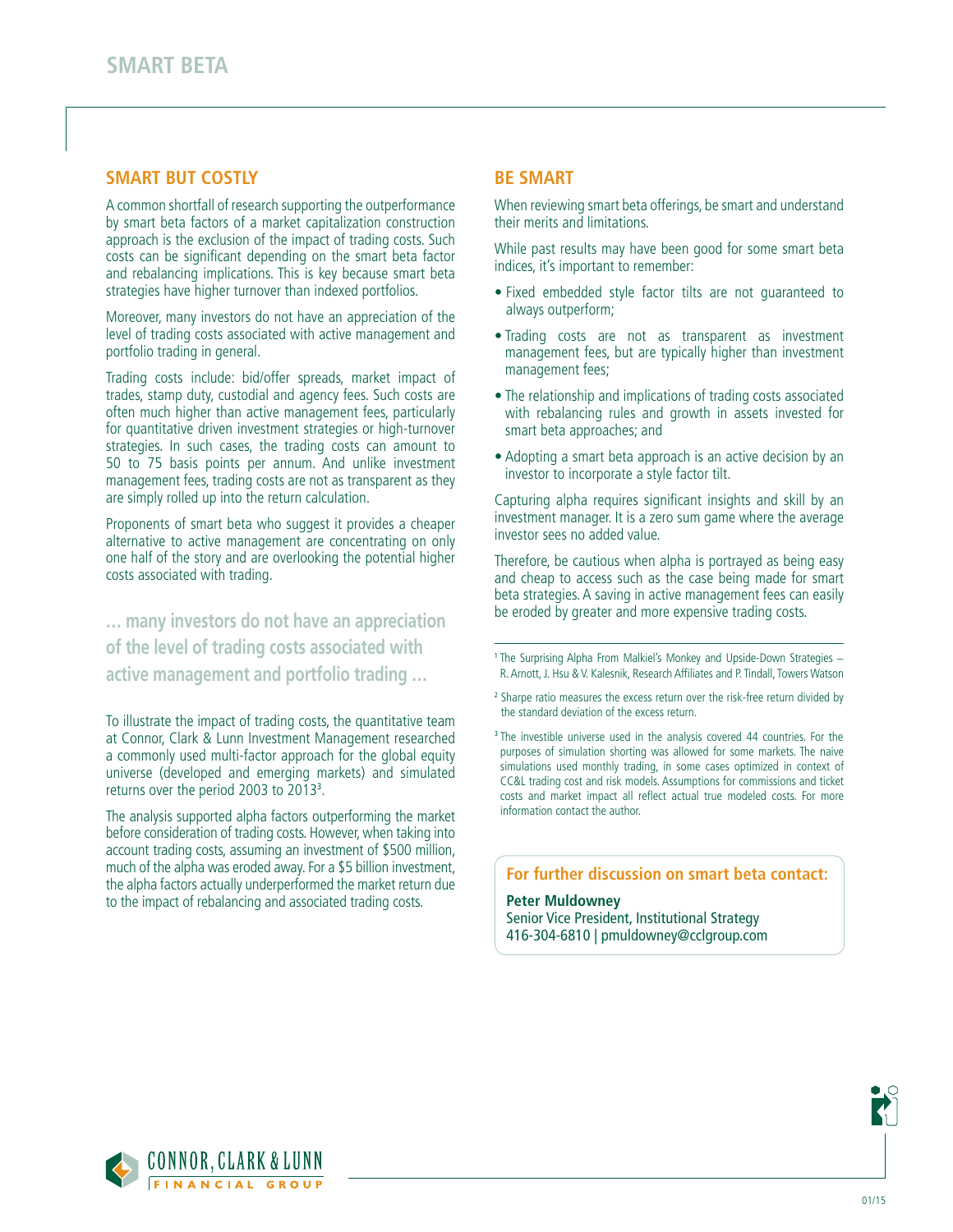## SMART BUT COSTLY

A common shortfall of research supporting the outperformance by smart beta factors of a market capitalization construction approach is the exclusion of the impact of trading costs. Such costs can be significant depending on the smart beta factor and rebalancing implications. This is key because smart beta strategies have higher turnover than indexed portfolios.

Moreover, many investors do not have an appreciation of the level of trading costs associated with active management and portfolio trading in general.

Trading costs include: bid/offer spreads, market impact of trades, stamp duty, custodial and agency fees. Such costs are often much higher than active management fees, particularly for quantitative driven investment strategies or high-turnover strategies. In such cases, the trading costs can amount to 50 to 75 basis points per annum. And unlike investment management fees, trading costs are not as transparent as they are simply rolled up into the return calculation.

Proponents of smart beta who suggest it provides a cheaper alternative to active management are concentrating on only one half of the story and are overlooking the potential higher costs associated with trading.

**... many investors do not have an appreciation of the level of trading costs associated with active management and portfolio trading ...**

To illustrate the impact of trading costs, the quantitative team at Connor, Clark & Lunn Investment Management researched a commonly used multi-factor approach for the global equity universe (developed and emerging markets) and simulated returns over the period 2003 to 2013[3].

The analysis supported alpha factors outperforming the market before consideration of trading costs. However, when taking into account trading costs, assuming an investment of $500 million, much of the alpha was eroded away. For a $5 billion investment, the alpha factors actually underperformed the market return due to the impact of rebalancing and associated trading costs.

## BE SMART

When reviewing smart beta offerings, be smart and understand their merits and limitations.

While past results may have been good for some smart beta indices, it's important to remember:

- Fixed embedded style factor tilts are not guaranteed to always outperform;
- Trading costs are not as transparent as investment management fees, but are typically higher than investment management fees;
- The relationship and implications of trading costs associated with rebalancing rules and growth in assets invested for smart beta approaches; and
- Adopting a smart beta approach is an active decision by an investor to incorporate a style factor tilt.

Capturing alpha requires significant insights and skill by an investment manager. It is a zero sum game where the average investor sees no added value.

Therefore, be cautious when alpha is portrayed as being easy and cheap to access such as the case being made for smart beta strategies. A saving in active management fees can easily be eroded by greater and more expensive trading costs.

[1] The Surprising Alpha From Malkiel's Monkey and Upside-Down Strategies – R. Arnott, J. Hsu & V. Kalesnik, Research Affiliates and P. Tindall, Towers Watson

[2] Sharpe ratio measures the excess return over the risk-free return divided by the standard deviation of the excess return.

[3] The investible universe used in the analysis covered 44 countries. For the purposes of simulation shorting was allowed for some markets. The naive simulations used monthly trading, in some cases optimized in context of CC&L trading cost and risk models. Assumptions for commissions and ticket costs and market impact all reflect actual true modeled costs. For more information contact the author.

**For further discussion on smart beta contact:**

**Peter Muldowney**
Senior Vice President, Institutional Strategy
416-304-6810 | pmuldowney@cclgroup.com

CONNOR, CLARK & LUNN FINANCIAL GROUP

01/15